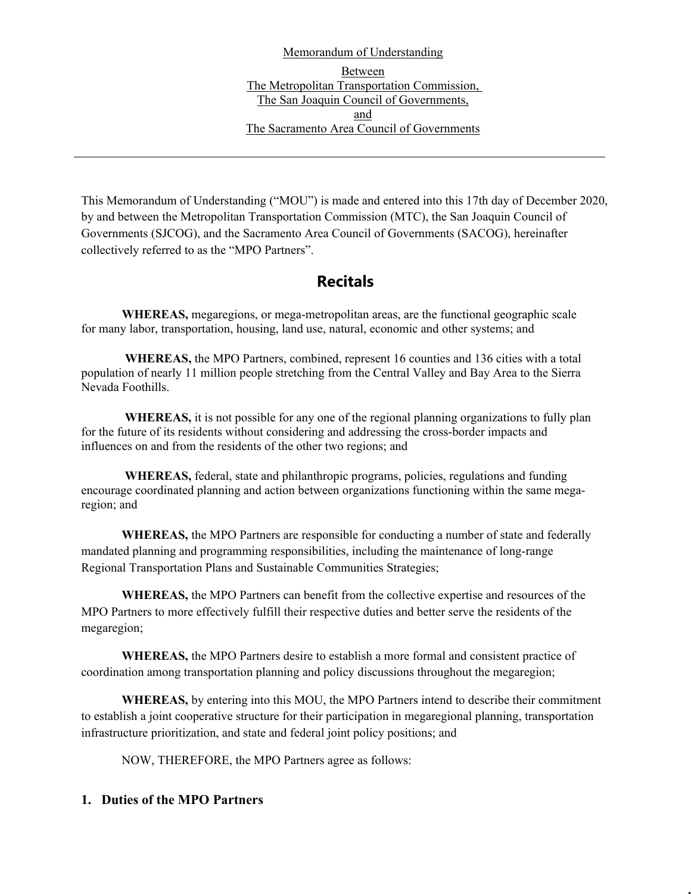Memorandum of Understanding

Between
The Metropolitan Transportation Commission,
The San Joaquin Council of Governments,
and
The Sacramento Area Council of Governments

---

This Memorandum of Understanding ("MOU") is made and entered into this 17th day of December 2020, by and between the Metropolitan Transportation Commission (MTC), the San Joaquin Council of Governments (SJCOG), and the Sacramento Area Council of Governments (SACOG), hereinafter collectively referred to as the "MPO Partners".

## Recitals

**WHEREAS,** megaregions, or mega-metropolitan areas, are the functional geographic scale for many labor, transportation, housing, land use, natural, economic and other systems; and

**WHEREAS,** the MPO Partners, combined, represent 16 counties and 136 cities with a total population of nearly 11 million people stretching from the Central Valley and Bay Area to the Sierra Nevada Foothills.

**WHEREAS,** it is not possible for any one of the regional planning organizations to fully plan for the future of its residents without considering and addressing the cross-border impacts and influences on and from the residents of the other two regions; and

**WHEREAS,** federal, state and philanthropic programs, policies, regulations and funding encourage coordinated planning and action between organizations functioning within the same mega-region; and

**WHEREAS,** the MPO Partners are responsible for conducting a number of state and federally mandated planning and programming responsibilities, including the maintenance of long-range Regional Transportation Plans and Sustainable Communities Strategies;

**WHEREAS,** the MPO Partners can benefit from the collective expertise and resources of the MPO Partners to more effectively fulfill their respective duties and better serve the residents of the megaregion;

**WHEREAS,** the MPO Partners desire to establish a more formal and consistent practice of coordination among transportation planning and policy discussions throughout the megaregion;

**WHEREAS,** by entering into this MOU, the MPO Partners intend to describe their commitment to establish a joint cooperative structure for their participation in megaregional planning, transportation infrastructure prioritization, and state and federal joint policy positions; and

NOW, THEREFORE, the MPO Partners agree as follows:

### 1. Duties of the MPO Partners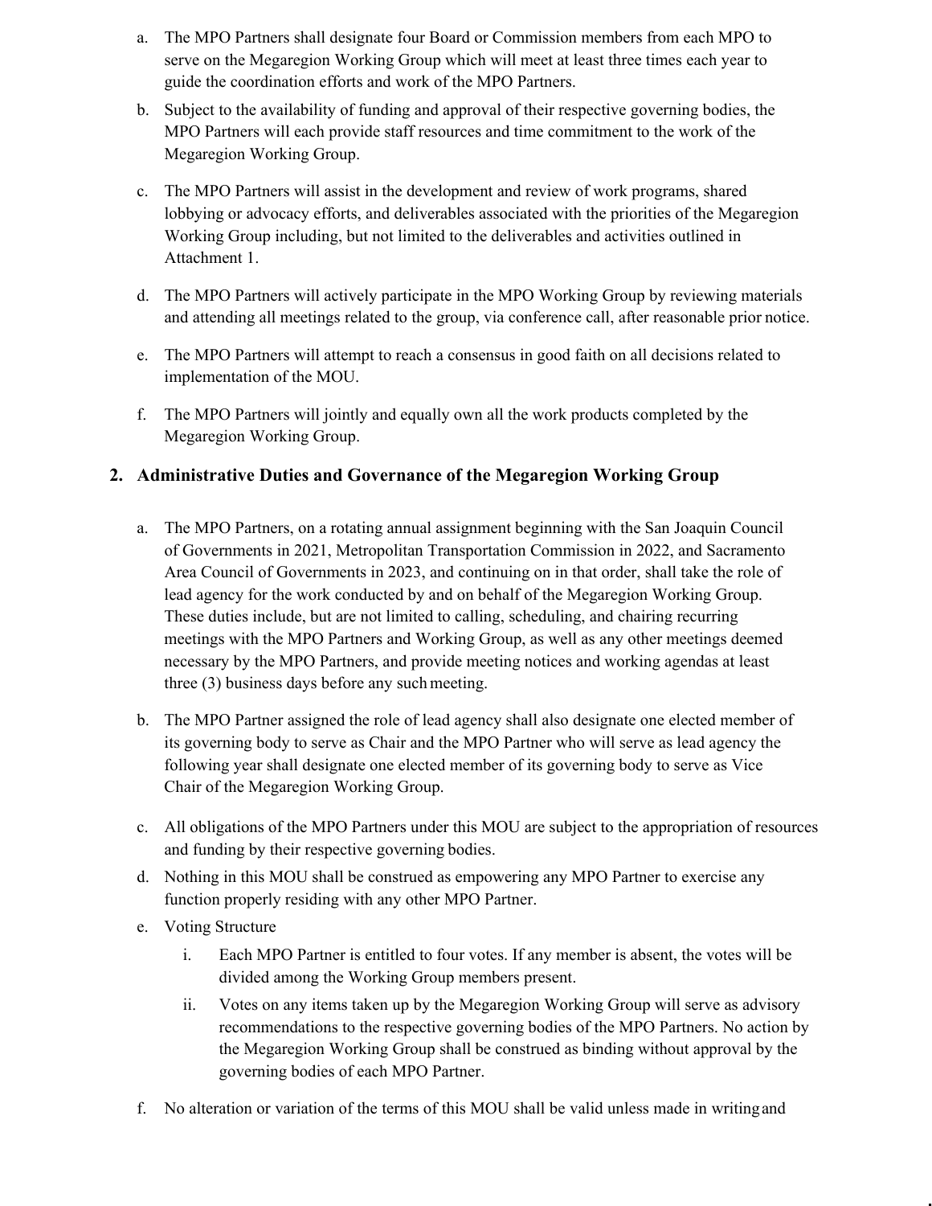a. The MPO Partners shall designate four Board or Commission members from each MPO to serve on the Megaregion Working Group which will meet at least three times each year to guide the coordination efforts and work of the MPO Partners.

b. Subject to the availability of funding and approval of their respective governing bodies, the MPO Partners will each provide staff resources and time commitment to the work of the Megaregion Working Group.

c. The MPO Partners will assist in the development and review of work programs, shared lobbying or advocacy efforts, and deliverables associated with the priorities of the Megaregion Working Group including, but not limited to the deliverables and activities outlined in Attachment 1.

d. The MPO Partners will actively participate in the MPO Working Group by reviewing materials and attending all meetings related to the group, via conference call, after reasonable prior notice.

e. The MPO Partners will attempt to reach a consensus in good faith on all decisions related to implementation of the MOU.

f. The MPO Partners will jointly and equally own all the work products completed by the Megaregion Working Group.

## 2. Administrative Duties and Governance of the Megaregion Working Group

a. The MPO Partners, on a rotating annual assignment beginning with the San Joaquin Council of Governments in 2021, Metropolitan Transportation Commission in 2022, and Sacramento Area Council of Governments in 2023, and continuing on in that order, shall take the role of lead agency for the work conducted by and on behalf of the Megaregion Working Group. These duties include, but are not limited to calling, scheduling, and chairing recurring meetings with the MPO Partners and Working Group, as well as any other meetings deemed necessary by the MPO Partners, and provide meeting notices and working agendas at least three (3) business days before any such meeting.

b. The MPO Partner assigned the role of lead agency shall also designate one elected member of its governing body to serve as Chair and the MPO Partner who will serve as lead agency the following year shall designate one elected member of its governing body to serve as Vice Chair of the Megaregion Working Group.

c. All obligations of the MPO Partners under this MOU are subject to the appropriation of resources and funding by their respective governing bodies.

d. Nothing in this MOU shall be construed as empowering any MPO Partner to exercise any function properly residing with any other MPO Partner.

e. Voting Structure

    i. Each MPO Partner is entitled to four votes. If any member is absent, the votes will be divided among the Working Group members present.

    ii. Votes on any items taken up by the Megaregion Working Group will serve as advisory recommendations to the respective governing bodies of the MPO Partners. No action by the Megaregion Working Group shall be construed as binding without approval by the governing bodies of each MPO Partner.

f. No alteration or variation of the terms of this MOU shall be valid unless made in writing and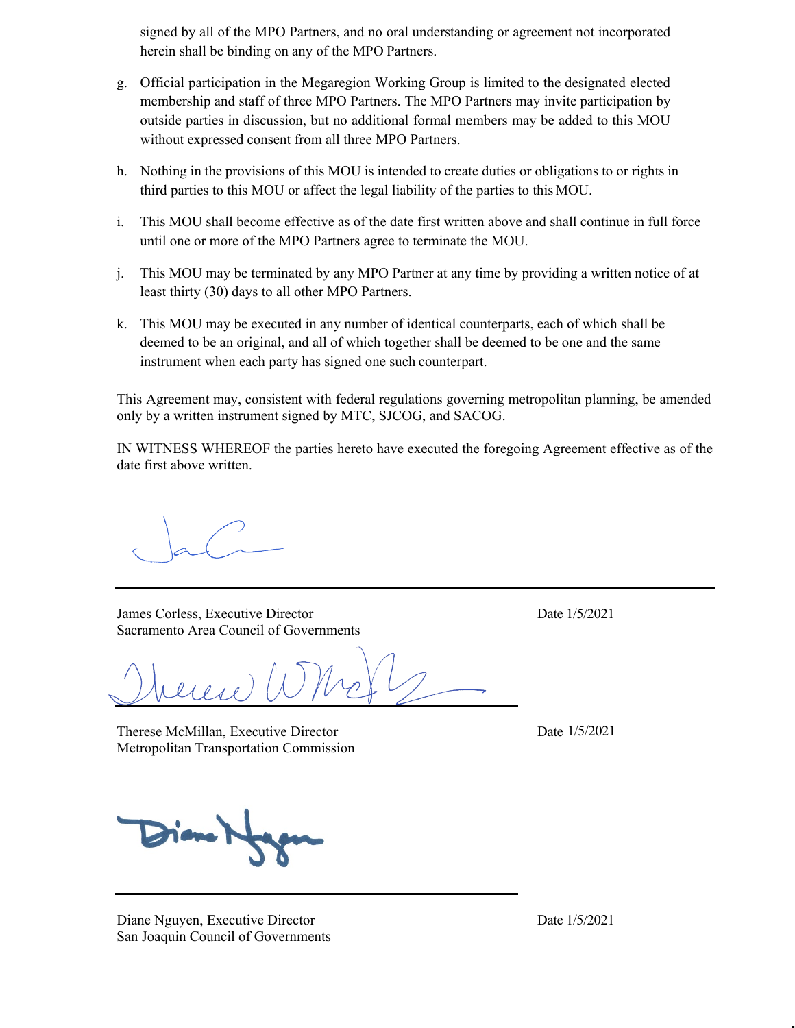signed by all of the MPO Partners, and no oral understanding or agreement not incorporated herein shall be binding on any of the MPO Partners.

g. Official participation in the Megaregion Working Group is limited to the designated elected membership and staff of three MPO Partners. The MPO Partners may invite participation by outside parties in discussion, but no additional formal members may be added to this MOU without expressed consent from all three MPO Partners.

h. Nothing in the provisions of this MOU is intended to create duties or obligations to or rights in third parties to this MOU or affect the legal liability of the parties to this MOU.

i. This MOU shall become effective as of the date first written above and shall continue in full force until one or more of the MPO Partners agree to terminate the MOU.

j. This MOU may be terminated by any MPO Partner at any time by providing a written notice of at least thirty (30) days to all other MPO Partners.

k. This MOU may be executed in any number of identical counterparts, each of which shall be deemed to be an original, and all of which together shall be deemed to be one and the same instrument when each party has signed one such counterpart.

This Agreement may, consistent with federal regulations governing metropolitan planning, be amended only by a written instrument signed by MTC, SJCOG, and SACOG.

IN WITNESS WHEREOF the parties hereto have executed the foregoing Agreement effective as of the date first above written.

James Corless, Executive Director
Sacramento Area Council of Governments

Date 1/5/2021

Therese McMillan, Executive Director
Metropolitan Transportation Commission

Date 1/5/2021

Diane Nguyen, Executive Director
San Joaquin Council of Governments

Date 1/5/2021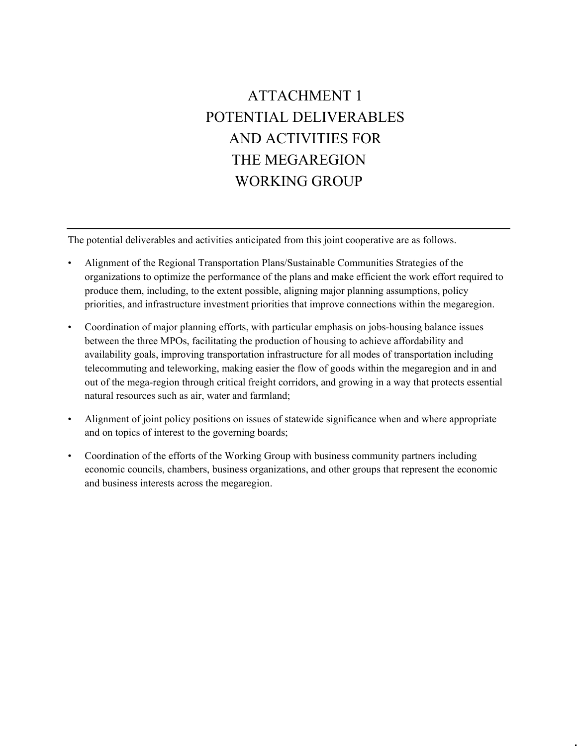# ATTACHMENT 1
# POTENTIAL DELIVERABLES AND ACTIVITIES FOR THE MEGAREGION WORKING GROUP

---

The potential deliverables and activities anticipated from this joint cooperative are as follows.

- Alignment of the Regional Transportation Plans/Sustainable Communities Strategies of the organizations to optimize the performance of the plans and make efficient the work effort required to produce them, including, to the extent possible, aligning major planning assumptions, policy priorities, and infrastructure investment priorities that improve connections within the megaregion.

- Coordination of major planning efforts, with particular emphasis on jobs-housing balance issues between the three MPOs, facilitating the production of housing to achieve affordability and availability goals, improving transportation infrastructure for all modes of transportation including telecommuting and teleworking, making easier the flow of goods within the megaregion and in and out of the mega-region through critical freight corridors, and growing in a way that protects essential natural resources such as air, water and farmland;

- Alignment of joint policy positions on issues of statewide significance when and where appropriate and on topics of interest to the governing boards;

- Coordination of the efforts of the Working Group with business community partners including economic councils, chambers, business organizations, and other groups that represent the economic and business interests across the megaregion.